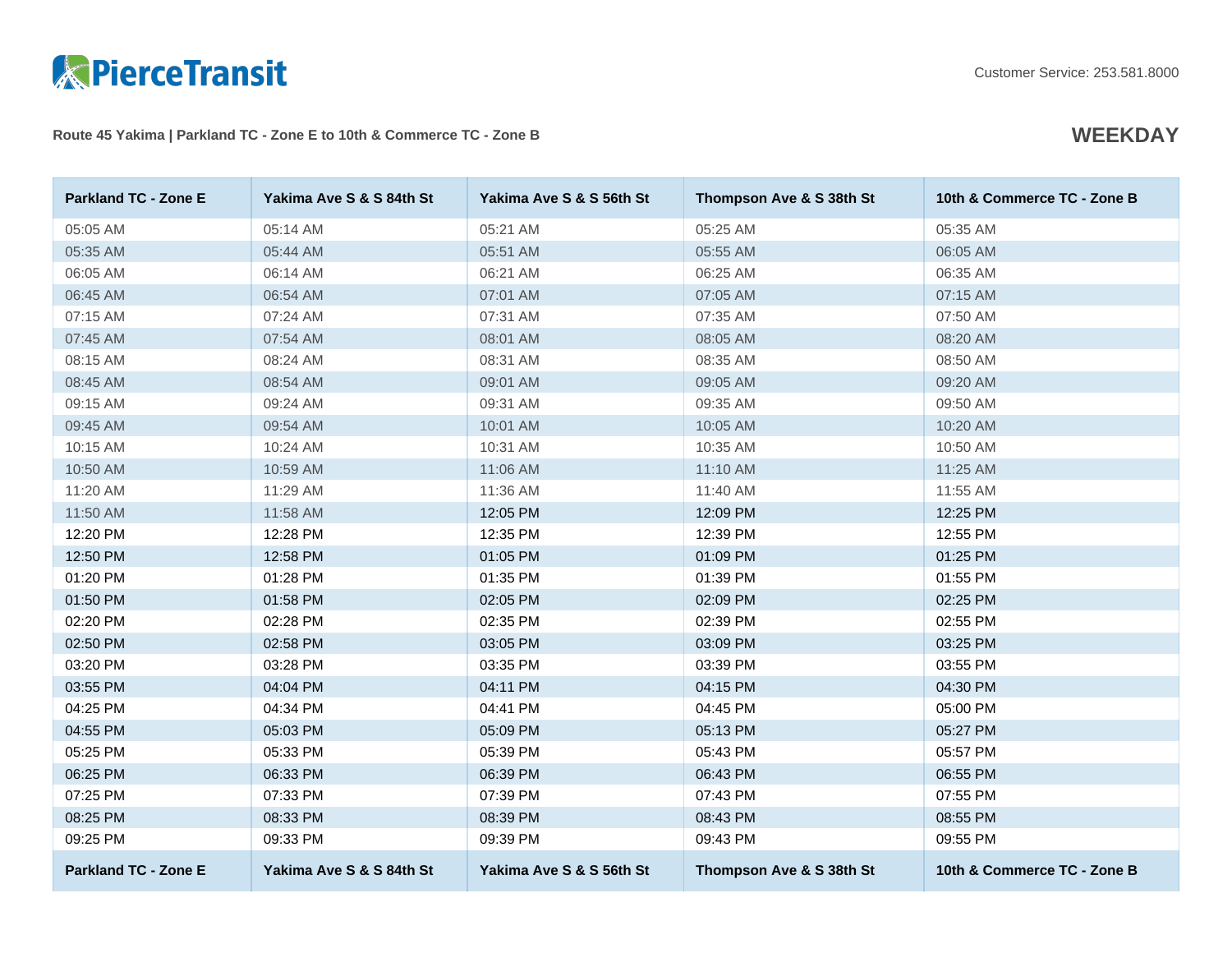PierceTransit

Customer Service: 253.581.8000

## Route 45 Yakima | Parkland TC - Zone E to 10th & Commerce TC - Zone B

## WEEKDAY

| Parkland TC - Zone E | Yakima Ave S & S 84th St | Yakima Ave S & S 56th St | Thompson Ave & S 38th St | 10th & Commerce TC - Zone B |
|---|---|---|---|---|
| 05:05 AM | 05:14 AM | 05:21 AM | 05:25 AM | 05:35 AM |
| 05:35 AM | 05:44 AM | 05:51 AM | 05:55 AM | 06:05 AM |
| 06:05 AM | 06:14 AM | 06:21 AM | 06:25 AM | 06:35 AM |
| 06:45 AM | 06:54 AM | 07:01 AM | 07:05 AM | 07:15 AM |
| 07:15 AM | 07:24 AM | 07:31 AM | 07:35 AM | 07:50 AM |
| 07:45 AM | 07:54 AM | 08:01 AM | 08:05 AM | 08:20 AM |
| 08:15 AM | 08:24 AM | 08:31 AM | 08:35 AM | 08:50 AM |
| 08:45 AM | 08:54 AM | 09:01 AM | 09:05 AM | 09:20 AM |
| 09:15 AM | 09:24 AM | 09:31 AM | 09:35 AM | 09:50 AM |
| 09:45 AM | 09:54 AM | 10:01 AM | 10:05 AM | 10:20 AM |
| 10:15 AM | 10:24 AM | 10:31 AM | 10:35 AM | 10:50 AM |
| 10:50 AM | 10:59 AM | 11:06 AM | 11:10 AM | 11:25 AM |
| 11:20 AM | 11:29 AM | 11:36 AM | 11:40 AM | 11:55 AM |
| 11:50 AM | 11:58 AM | 12:05 PM | 12:09 PM | 12:25 PM |
| 12:20 PM | 12:28 PM | 12:35 PM | 12:39 PM | 12:55 PM |
| 12:50 PM | 12:58 PM | 01:05 PM | 01:09 PM | 01:25 PM |
| 01:20 PM | 01:28 PM | 01:35 PM | 01:39 PM | 01:55 PM |
| 01:50 PM | 01:58 PM | 02:05 PM | 02:09 PM | 02:25 PM |
| 02:20 PM | 02:28 PM | 02:35 PM | 02:39 PM | 02:55 PM |
| 02:50 PM | 02:58 PM | 03:05 PM | 03:09 PM | 03:25 PM |
| 03:20 PM | 03:28 PM | 03:35 PM | 03:39 PM | 03:55 PM |
| 03:55 PM | 04:04 PM | 04:11 PM | 04:15 PM | 04:30 PM |
| 04:25 PM | 04:34 PM | 04:41 PM | 04:45 PM | 05:00 PM |
| 04:55 PM | 05:03 PM | 05:09 PM | 05:13 PM | 05:27 PM |
| 05:25 PM | 05:33 PM | 05:39 PM | 05:43 PM | 05:57 PM |
| 06:25 PM | 06:33 PM | 06:39 PM | 06:43 PM | 06:55 PM |
| 07:25 PM | 07:33 PM | 07:39 PM | 07:43 PM | 07:55 PM |
| 08:25 PM | 08:33 PM | 08:39 PM | 08:43 PM | 08:55 PM |
| 09:25 PM | 09:33 PM | 09:39 PM | 09:43 PM | 09:55 PM |
| Parkland TC - Zone E | Yakima Ave S & S 84th St | Yakima Ave S & S 56th St | Thompson Ave & S 38th St | 10th & Commerce TC - Zone B |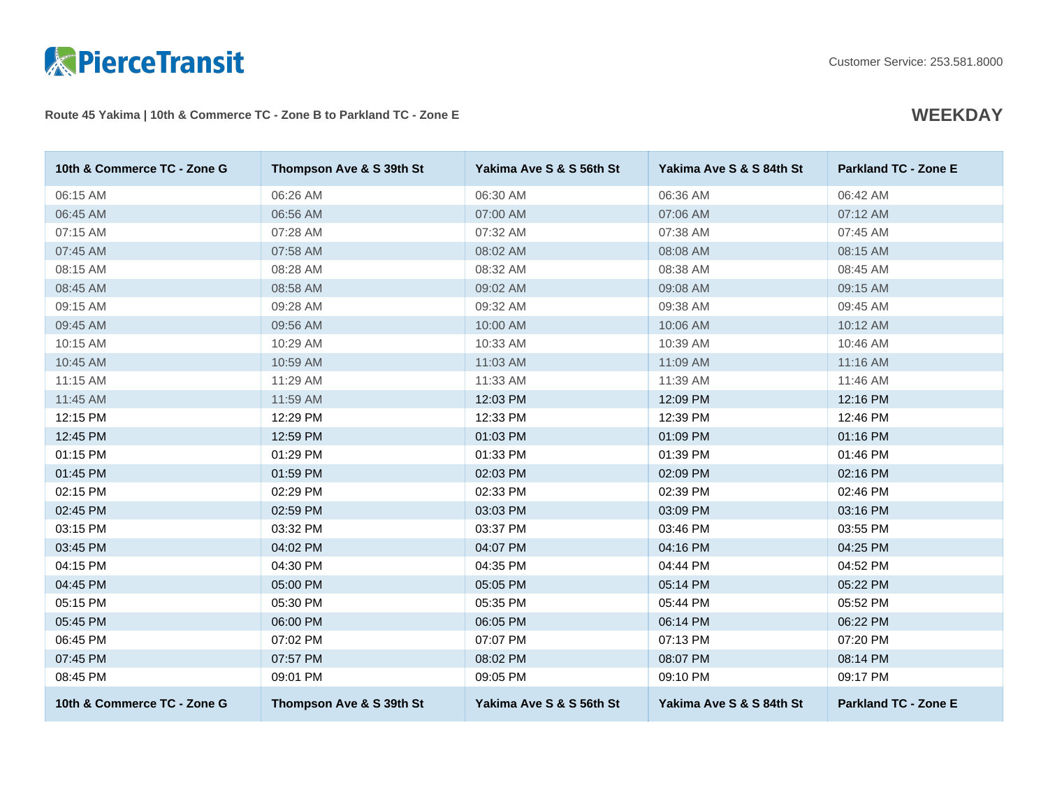PierceTransit

Customer Service: 253.581.8000

## Route 45 Yakima | 10th & Commerce TC - Zone B to Parkland TC - Zone E

**WEEKDAY**

| 10th & Commerce TC - Zone G | Thompson Ave & S 39th St | Yakima Ave S & S 56th St | Yakima Ave S & S 84th St | Parkland TC - Zone E |
|---|---|---|---|---|
| 06:15 AM | 06:26 AM | 06:30 AM | 06:36 AM | 06:42 AM |
| 06:45 AM | 06:56 AM | 07:00 AM | 07:06 AM | 07:12 AM |
| 07:15 AM | 07:28 AM | 07:32 AM | 07:38 AM | 07:45 AM |
| 07:45 AM | 07:58 AM | 08:02 AM | 08:08 AM | 08:15 AM |
| 08:15 AM | 08:28 AM | 08:32 AM | 08:38 AM | 08:45 AM |
| 08:45 AM | 08:58 AM | 09:02 AM | 09:08 AM | 09:15 AM |
| 09:15 AM | 09:28 AM | 09:32 AM | 09:38 AM | 09:45 AM |
| 09:45 AM | 09:56 AM | 10:00 AM | 10:06 AM | 10:12 AM |
| 10:15 AM | 10:29 AM | 10:33 AM | 10:39 AM | 10:46 AM |
| 10:45 AM | 10:59 AM | 11:03 AM | 11:09 AM | 11:16 AM |
| 11:15 AM | 11:29 AM | 11:33 AM | 11:39 AM | 11:46 AM |
| 11:45 AM | 11:59 AM | 12:03 PM | 12:09 PM | 12:16 PM |
| 12:15 PM | 12:29 PM | 12:33 PM | 12:39 PM | 12:46 PM |
| 12:45 PM | 12:59 PM | 01:03 PM | 01:09 PM | 01:16 PM |
| 01:15 PM | 01:29 PM | 01:33 PM | 01:39 PM | 01:46 PM |
| 01:45 PM | 01:59 PM | 02:03 PM | 02:09 PM | 02:16 PM |
| 02:15 PM | 02:29 PM | 02:33 PM | 02:39 PM | 02:46 PM |
| 02:45 PM | 02:59 PM | 03:03 PM | 03:09 PM | 03:16 PM |
| 03:15 PM | 03:32 PM | 03:37 PM | 03:46 PM | 03:55 PM |
| 03:45 PM | 04:02 PM | 04:07 PM | 04:16 PM | 04:25 PM |
| 04:15 PM | 04:30 PM | 04:35 PM | 04:44 PM | 04:52 PM |
| 04:45 PM | 05:00 PM | 05:05 PM | 05:14 PM | 05:22 PM |
| 05:15 PM | 05:30 PM | 05:35 PM | 05:44 PM | 05:52 PM |
| 05:45 PM | 06:00 PM | 06:05 PM | 06:14 PM | 06:22 PM |
| 06:45 PM | 07:02 PM | 07:07 PM | 07:13 PM | 07:20 PM |
| 07:45 PM | 07:57 PM | 08:02 PM | 08:07 PM | 08:14 PM |
| 08:45 PM | 09:01 PM | 09:05 PM | 09:10 PM | 09:17 PM |
| 10th & Commerce TC - Zone G | Thompson Ave & S 39th St | Yakima Ave S & S 56th St | Yakima Ave S & S 84th St | Parkland TC - Zone E |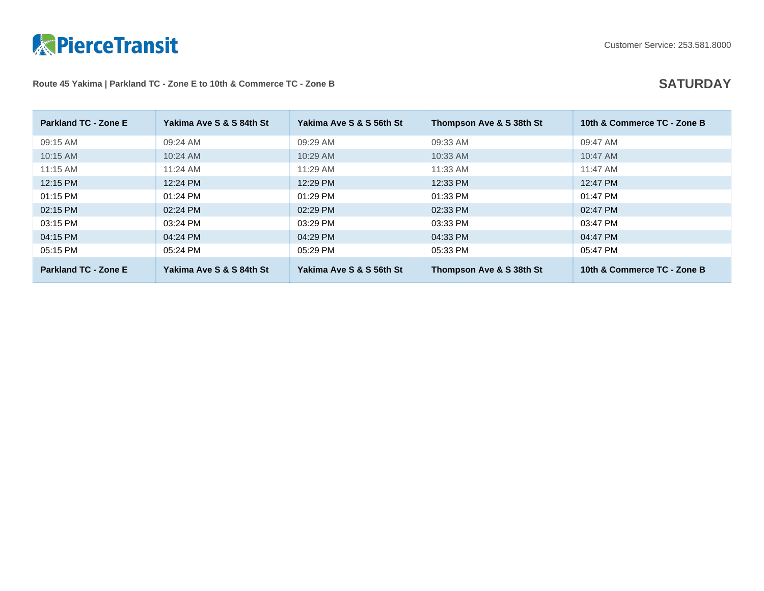PierceTransit

Customer Service: 253.581.8000

**Route 45 Yakima | Parkland TC - Zone E to 10th & Commerce TC - Zone B**

## SATURDAY

| Parkland TC - Zone E | Yakima Ave S & S 84th St | Yakima Ave S & S 56th St | Thompson Ave & S 38th St | 10th & Commerce TC - Zone B |
|---|---|---|---|---|
| 09:15 AM | 09:24 AM | 09:29 AM | 09:33 AM | 09:47 AM |
| 10:15 AM | 10:24 AM | 10:29 AM | 10:33 AM | 10:47 AM |
| 11:15 AM | 11:24 AM | 11:29 AM | 11:33 AM | 11:47 AM |
| 12:15 PM | 12:24 PM | 12:29 PM | 12:33 PM | 12:47 PM |
| 01:15 PM | 01:24 PM | 01:29 PM | 01:33 PM | 01:47 PM |
| 02:15 PM | 02:24 PM | 02:29 PM | 02:33 PM | 02:47 PM |
| 03:15 PM | 03:24 PM | 03:29 PM | 03:33 PM | 03:47 PM |
| 04:15 PM | 04:24 PM | 04:29 PM | 04:33 PM | 04:47 PM |
| 05:15 PM | 05:24 PM | 05:29 PM | 05:33 PM | 05:47 PM |
| **Parkland TC - Zone E** | **Yakima Ave S & S 84th St** | **Yakima Ave S & S 56th St** | **Thompson Ave & S 38th St** | **10th & Commerce TC - Zone B** |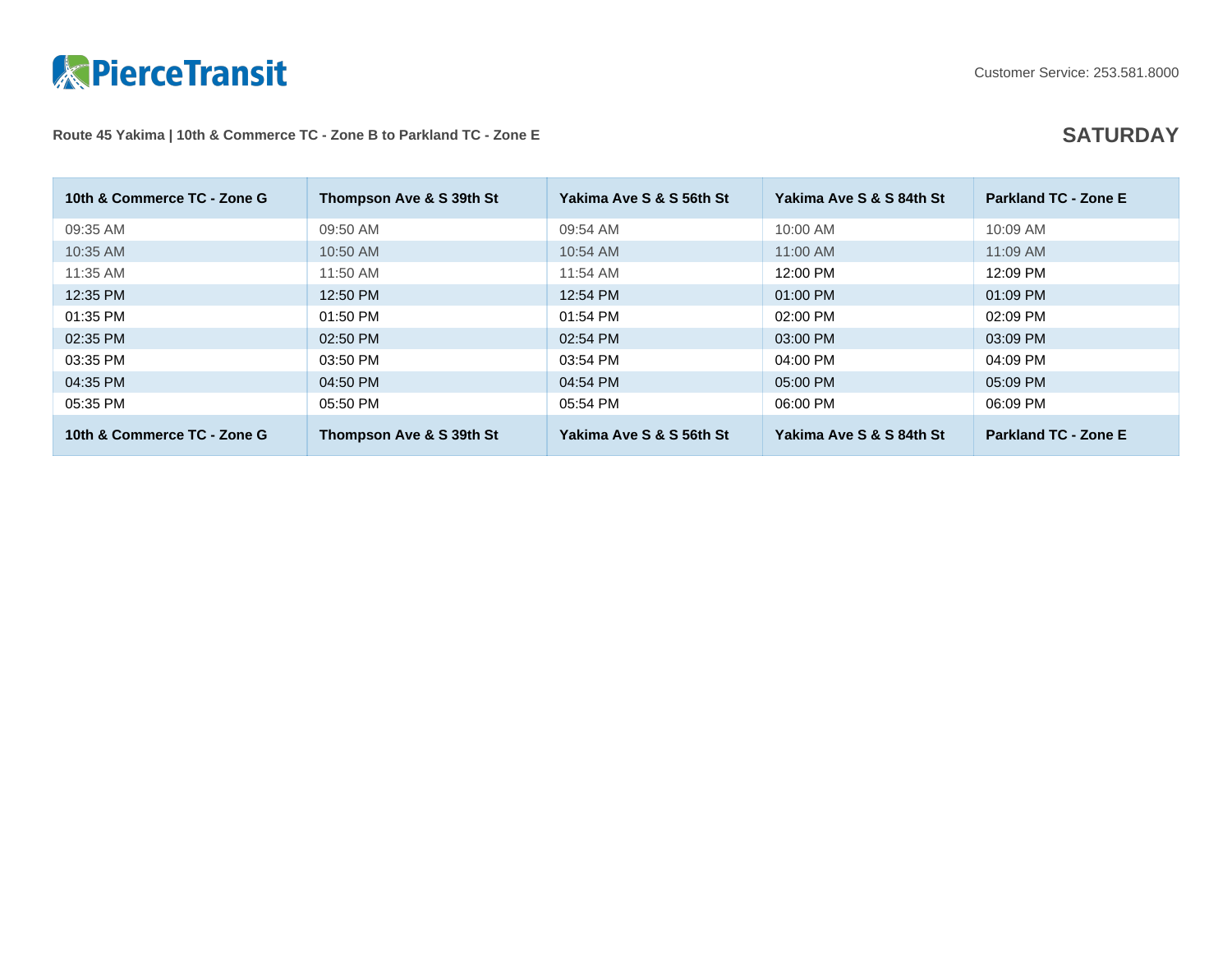PierceTransit

Customer Service: 253.581.8000

Route 45 Yakima | 10th & Commerce TC - Zone B to Parkland TC - Zone E

## SATURDAY

| 10th & Commerce TC - Zone G | Thompson Ave & S 39th St | Yakima Ave S & S 56th St | Yakima Ave S & S 84th St | Parkland TC - Zone E |
|---|---|---|---|---|
| 09:35 AM | 09:50 AM | 09:54 AM | 10:00 AM | 10:09 AM |
| 10:35 AM | 10:50 AM | 10:54 AM | 11:00 AM | 11:09 AM |
| 11:35 AM | 11:50 AM | 11:54 AM | 12:00 PM | 12:09 PM |
| 12:35 PM | 12:50 PM | 12:54 PM | 01:00 PM | 01:09 PM |
| 01:35 PM | 01:50 PM | 01:54 PM | 02:00 PM | 02:09 PM |
| 02:35 PM | 02:50 PM | 02:54 PM | 03:00 PM | 03:09 PM |
| 03:35 PM | 03:50 PM | 03:54 PM | 04:00 PM | 04:09 PM |
| 04:35 PM | 04:50 PM | 04:54 PM | 05:00 PM | 05:09 PM |
| 05:35 PM | 05:50 PM | 05:54 PM | 06:00 PM | 06:09 PM |
| 10th & Commerce TC - Zone G | Thompson Ave & S 39th St | Yakima Ave S & S 56th St | Yakima Ave S & S 84th St | Parkland TC - Zone E |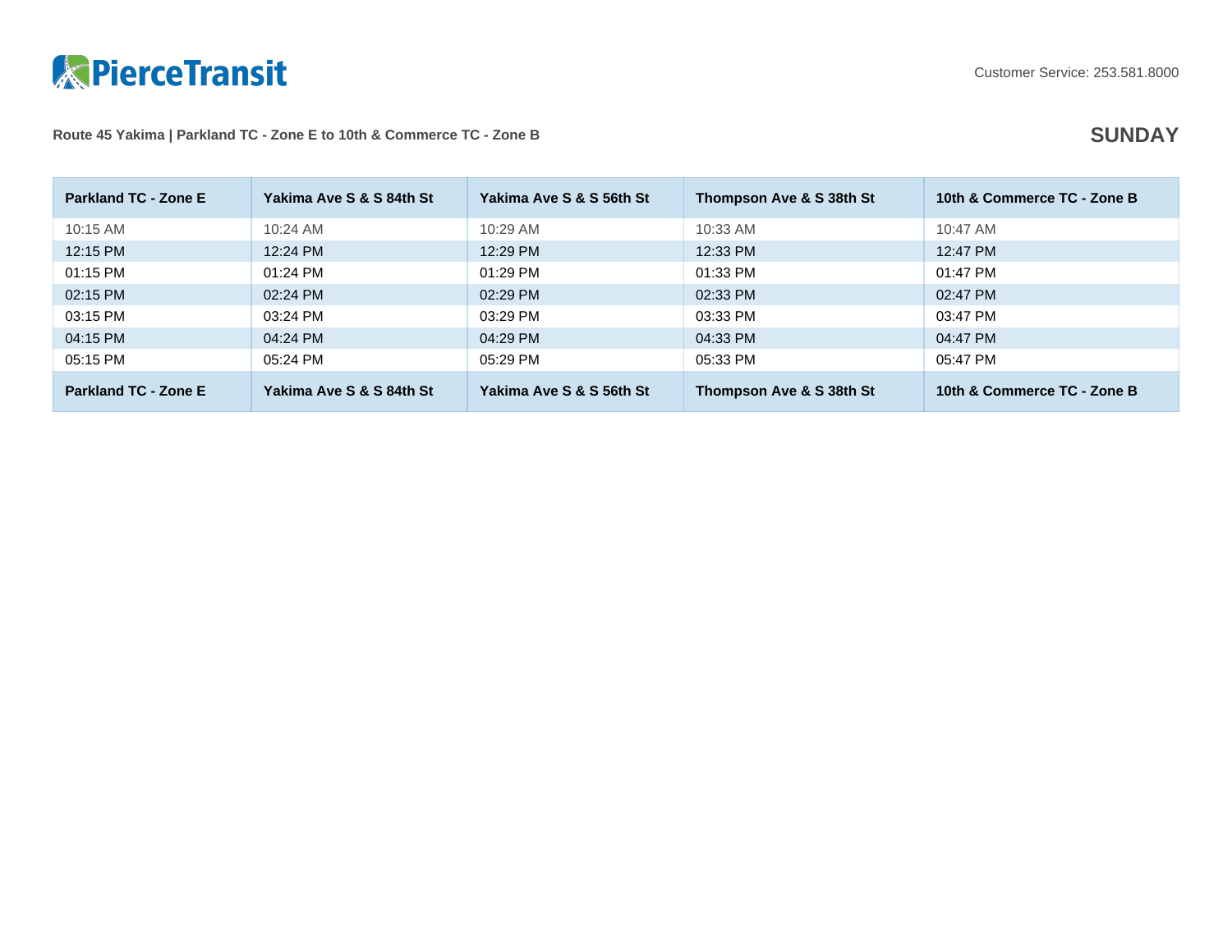PierceTransit

Customer Service: 253.581.8000

Route 45 Yakima | Parkland TC - Zone E to 10th & Commerce TC - Zone B

## SUNDAY

| Parkland TC - Zone E | Yakima Ave S & S 84th St | Yakima Ave S & S 56th St | Thompson Ave & S 38th St | 10th & Commerce TC - Zone B |
|---|---|---|---|---|
| 10:15 AM | 10:24 AM | 10:29 AM | 10:33 AM | 10:47 AM |
| 12:15 PM | 12:24 PM | 12:29 PM | 12:33 PM | 12:47 PM |
| 01:15 PM | 01:24 PM | 01:29 PM | 01:33 PM | 01:47 PM |
| 02:15 PM | 02:24 PM | 02:29 PM | 02:33 PM | 02:47 PM |
| 03:15 PM | 03:24 PM | 03:29 PM | 03:33 PM | 03:47 PM |
| 04:15 PM | 04:24 PM | 04:29 PM | 04:33 PM | 04:47 PM |
| 05:15 PM | 05:24 PM | 05:29 PM | 05:33 PM | 05:47 PM |
| **Parkland TC - Zone E** | **Yakima Ave S & S 84th St** | **Yakima Ave S & S 56th St** | **Thompson Ave & S 38th St** | **10th & Commerce TC - Zone B** |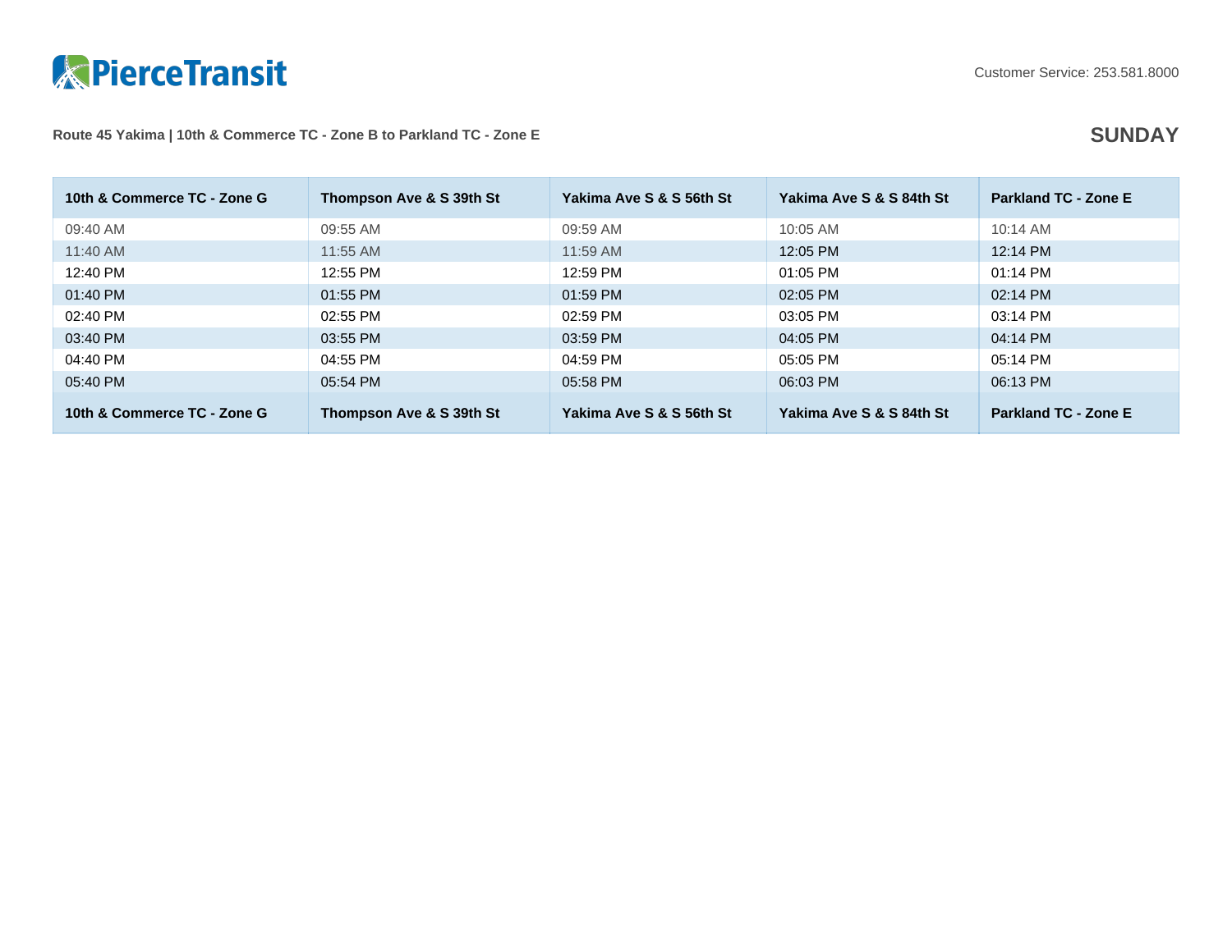Customer Service: 253.581.8000

**Route 45 Yakima | 10th & Commerce TC - Zone B to Parkland TC - Zone E**

## SUNDAY

| 10th & Commerce TC - Zone G | Thompson Ave & S 39th St | Yakima Ave S & S 56th St | Yakima Ave S & S 84th St | Parkland TC - Zone E |
|---|---|---|---|---|
| 09:40 AM | 09:55 AM | 09:59 AM | 10:05 AM | 10:14 AM |
| 11:40 AM | 11:55 AM | 11:59 AM | 12:05 PM | 12:14 PM |
| 12:40 PM | 12:55 PM | 12:59 PM | 01:05 PM | 01:14 PM |
| 01:40 PM | 01:55 PM | 01:59 PM | 02:05 PM | 02:14 PM |
| 02:40 PM | 02:55 PM | 02:59 PM | 03:05 PM | 03:14 PM |
| 03:40 PM | 03:55 PM | 03:59 PM | 04:05 PM | 04:14 PM |
| 04:40 PM | 04:55 PM | 04:59 PM | 05:05 PM | 05:14 PM |
| 05:40 PM | 05:54 PM | 05:58 PM | 06:03 PM | 06:13 PM |
| 10th & Commerce TC - Zone G | Thompson Ave & S 39th St | Yakima Ave S & S 56th St | Yakima Ave S & S 84th St | Parkland TC - Zone E |